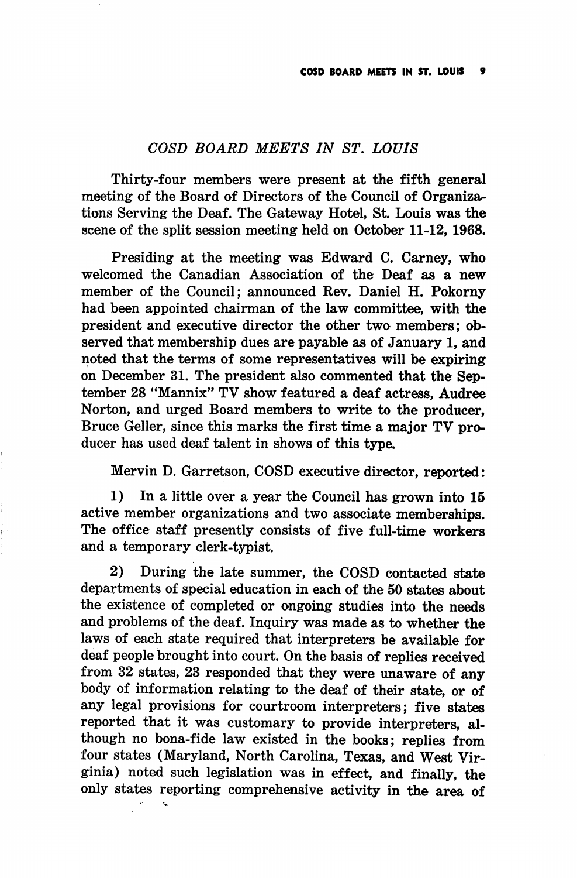## *COSD BOARD MEETS IN ST. LOUIS*

Thirty-four members were present at the fifth general meeting of the Board of Directors of the Council of Organizations Serving the Deaf. The Gateway Hotel, St. Louis was the scene of the split session meeting held on October 11-12, 1968.

Presiding at the meeting was Edward C. Carney, who welcomed the Canadian Association of the Deaf as a new member of the Council; announced Rev. Daniel H. Pokorny had been appointed chairman of the law committee, with the president and executive director the other two members; observed that membership dues are payable as of January 1, and noted that the terms of some representatives will be expiring on December 31. The president also commented that the September 28 "Mannix" TV show featured a deaf actress, Audree Norton, and urged Board members to write to the producer, Bruce Geller, since this marks the first time a major TV producer has used deaf talent in shows of this type.

Mervin D. Garretson, COSD executive director, reported:

1) In a little over a year the Council has grown into 15 active member organizations and two associate memberships. The office staff presently consists of five full-time workers and a temporary clerk-typist.

2) During the late summer, the COSD contacted state departments of special education in each of the 50 states about the existence of completed or ongoing studies into the needs and problems of the deaf. Inquiry was made as to whether the laws of each state required that interpreters be available for deaf people brought into court. On the basis of replies received from 32 states, 23 responded that they were unaware of any body of information relating to the deaf of their state, or of any legal provisions for courtroom interpreters; five states reported that it was customary to provide interpreters, although no bona-fide law existed in the books; replies from four states (Maryland, North Carolina, Texas, and West Virginia) noted such legislation was in effect, and finally, the only states reporting comprehensive activity in the area of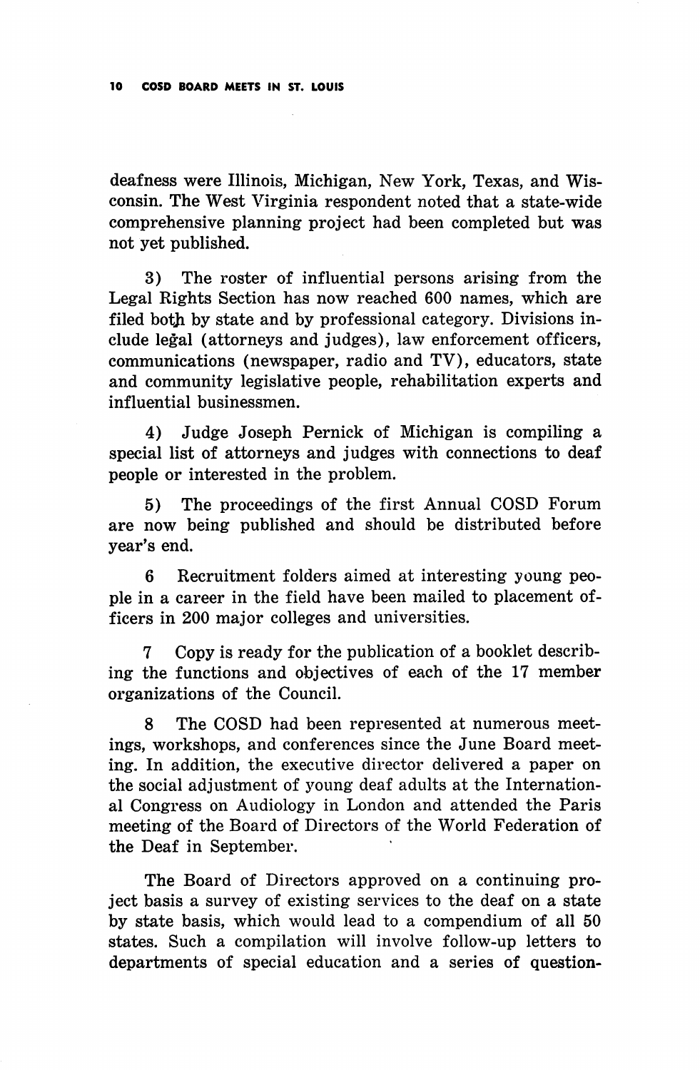deafness were Illinois, Michigan, New York, Texas, and Wisconsin. The West Virginia respondent noted that a state-wide comprehensive planning project had been completed but was not yet published.

3) The roster of influential persons arising from the Legal Rights Section has now reached 600 names, which are filed both by state and by professional category. Divisions include legal (attorneys and judges), law enforcement officers, communications (newspaper, radio and TV), educators, state and community legislative people, rehabilitation experts and influential businessmen.

4) Judge Joseph Pernick of Michigan is compiling a special list of attorneys and judges with connections to deaf people or interested in the problem.

5) The proceedings of the first Annual COSD Forum are now being published and should be distributed before year's end.

6 Recruitment folders aimed at interesting young people in a career in the field have been mailed to placement officers in 200 major colleges and universities.

7 Copy is ready for the publication of a booklet describing the functions and objectives of each of the 17 member organizations of the Council.

8 The COSD had been represented at numerous meetings, workshops, and conferences since the June Board meeting. In addition, the executive director delivered a paper on the social adjustment of young deaf adults at the International Congress on Audiology in London and attended the Paris meeting of the Board of Directors of the World Federation of the Deaf in September.

The Board of Directors approved on a continuing project basis a survey of existing services to the deaf on a state by state basis, which would lead to a compendium of all 50 states. Such a compilation will involve follow-up letters to departments of special education and a series of question-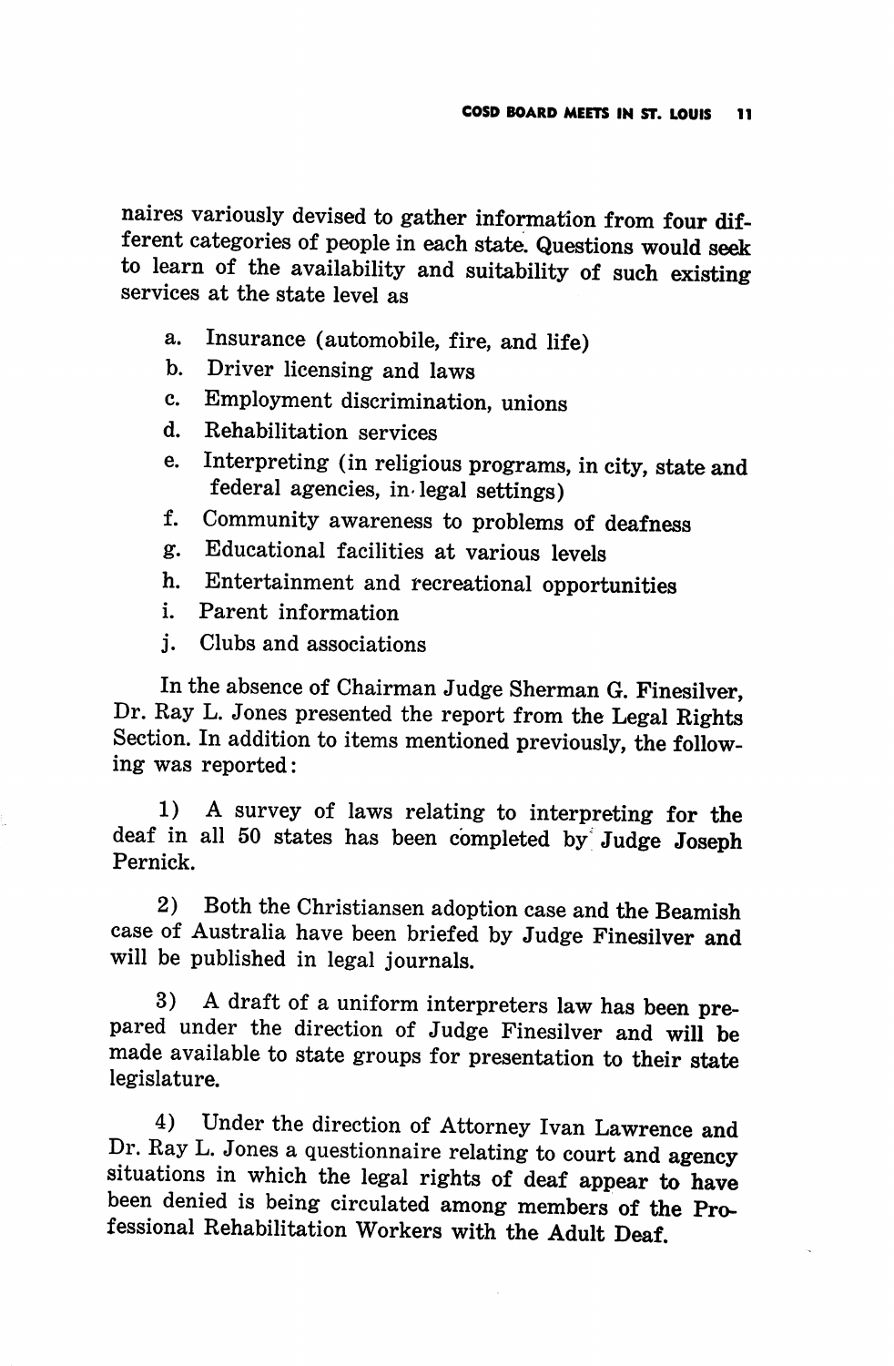naires variously devised to gather information from four different categories of people in each state. Questions would seek to learn of the availability and suitability of such existing services at the state level as

a. Insurance (automobile, fire, and life)
b. Driver licensing and laws
c. Employment discrimination, unions
d. Rehabilitation services
e. Interpreting (in religious programs, in city, state and federal agencies, in legal settings)
f. Community awareness to problems of deafness
g. Educational facilities at various levels
h. Entertainment and recreational opportunities
i. Parent information
j. Clubs and associations

In the absence of Chairman Judge Sherman G. Finesilver, Dr. Ray L. Jones presented the report from the Legal Rights Section. In addition to items mentioned previously, the following was reported:

1) A survey of laws relating to interpreting for the deaf in all 50 states has been completed by Judge Joseph Pernick.

2) Both the Christiansen adoption case and the Beamish case of Australia have been briefed by Judge Finesilver and will be published in legal journals.

3) A draft of a uniform interpreters law has been prepared under the direction of Judge Finesilver and will be made available to state groups for presentation to their state legislature.

4) Under the direction of Attorney Ivan Lawrence and Dr. Ray L. Jones a questionnaire relating to court and agency situations in which the legal rights of deaf appear to have been denied is being circulated among members of the Professional Rehabilitation Workers with the Adult Deaf.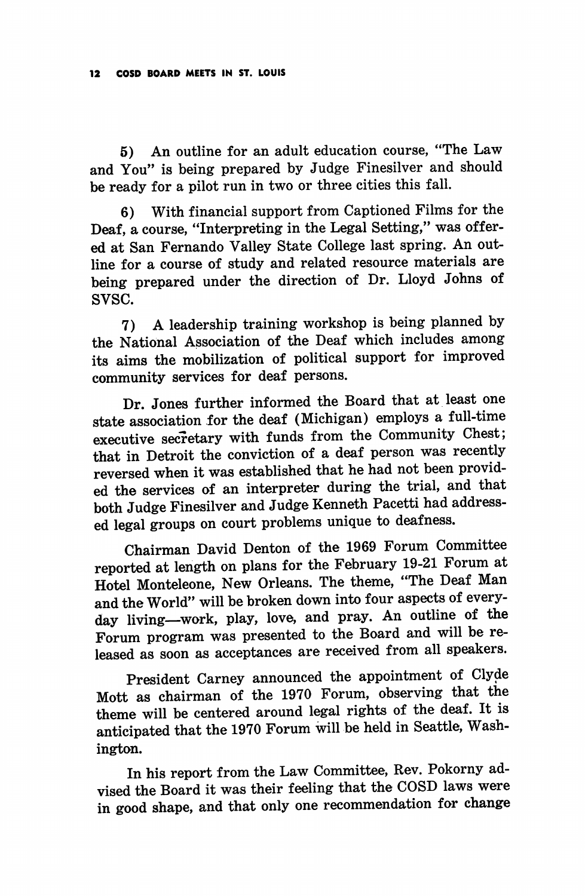5) An outline for an adult education course, "The Law and You" is being prepared by Judge Finesilver and should be ready for a pilot run in two or three cities this fall.

6) With financial support from Captioned Films for the Deaf, a course, "Interpreting in the Legal Setting," was offered at San Fernando Valley State College last spring. An outline for a course of study and related resource materials are being prepared under the direction of Dr. Lloyd Johns of SVSC.

7) A leadership training workshop is being planned by the National Association of the Deaf which includes among its aims the mobilization of political support for improved community services for deaf persons.

Dr. Jones further informed the Board that at least one state association for the deaf (Michigan) employs a full-time executive secretary with funds from the Community Chest; that in Detroit the conviction of a deaf person was recently reversed when it was established that he had not been provided the services of an interpreter during the trial, and that both Judge Finesilver and Judge Kenneth Pacetti had addressed legal groups on court problems unique to deafness.

Chairman David Denton of the 1969 Forum Committee reported at length on plans for the February 19-21 Forum at Hotel Monteleone, New Orleans. The theme, "The Deaf Man and the World" will be broken down into four aspects of everyday living—work, play, love, and pray. An outline of the Forum program was presented to the Board and will be released as soon as acceptances are received from all speakers.

President Carney announced the appointment of Clyde Mott as chairman of the 1970 Forum, observing that the theme will be centered around legal rights of the deaf. It is anticipated that the 1970 Forum will be held in Seattle, Washington.

In his report from the Law Committee, Rev. Pokorny advised the Board it was their feeling that the COSD laws were in good shape, and that only one recommendation for change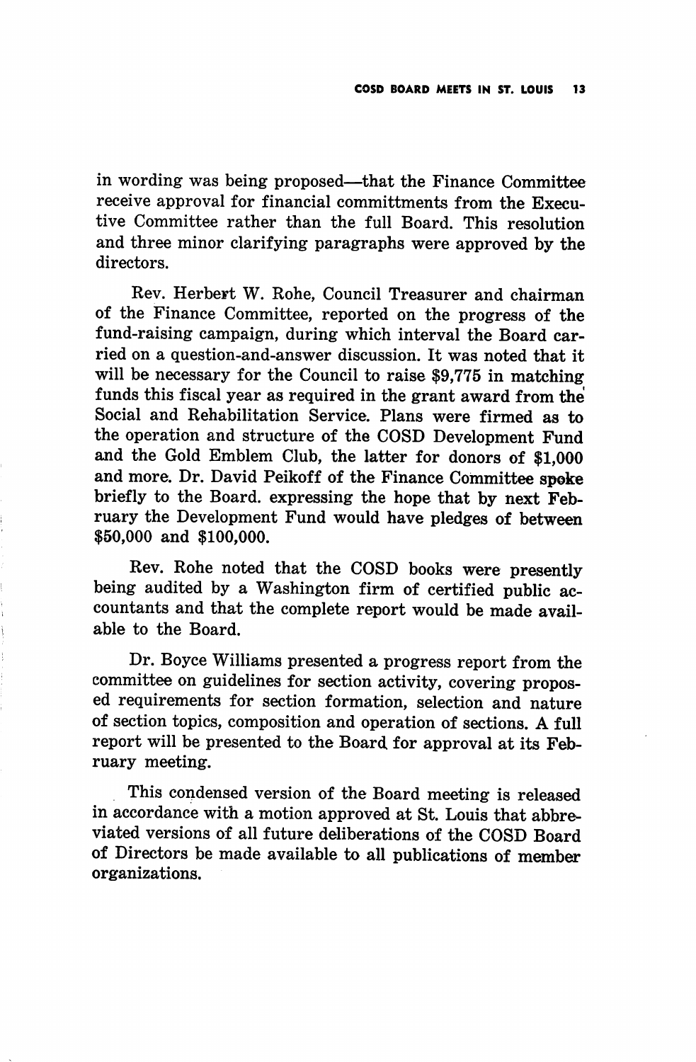in wording was being proposed—that the Finance Committee receive approval for financial committments from the Executive Committee rather than the full Board. This resolution and three minor clarifying paragraphs were approved by the directors.

Rev. Herbert W. Rohe, Council Treasurer and chairman of the Finance Committee, reported on the progress of the fund-raising campaign, during which interval the Board carried on a question-and-answer discussion. It was noted that it will be necessary for the Council to raise $9,775 in matching funds this fiscal year as required in the grant award from the Social and Rehabilitation Service. Plans were firmed as to the operation and structure of the COSD Development Fund and the Gold Emblem Club, the latter for donors of $1,000 and more. Dr. David Peikoff of the Finance Committee spoke briefly to the Board. expressing the hope that by next February the Development Fund would have pledges of between $50,000 and $100,000.

Rev. Rohe noted that the COSD books were presently being audited by a Washington firm of certified public accountants and that the complete report would be made available to the Board.

Dr. Boyce Williams presented a progress report from the committee on guidelines for section activity, covering proposed requirements for section formation, selection and nature of section topics, composition and operation of sections. A full report will be presented to the Board for approval at its February meeting.

This condensed version of the Board meeting is released in accordance with a motion approved at St. Louis that abbreviated versions of all future deliberations of the COSD Board of Directors be made available to all publications of member organizations.